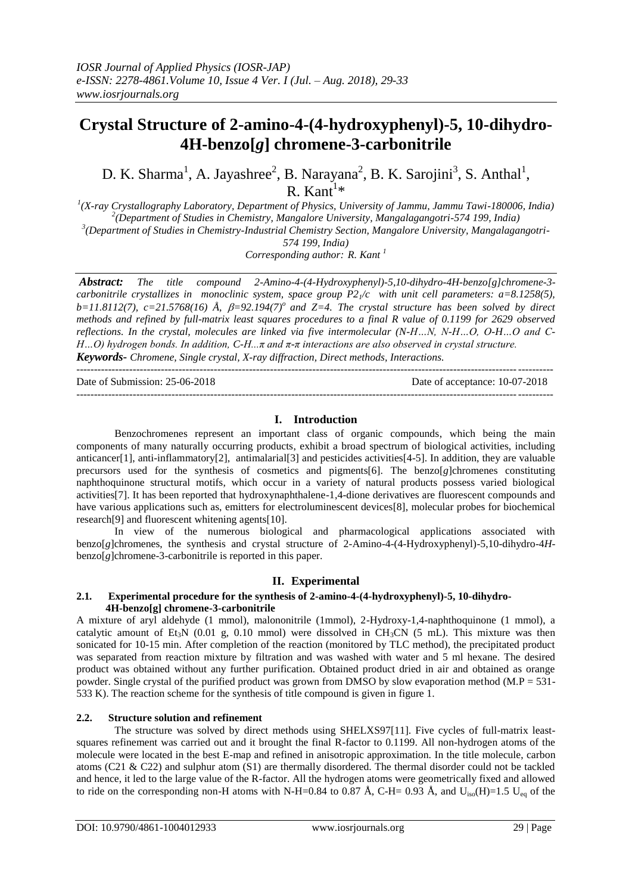*IOSR Journal of Applied Physics (IOSR-JAP)*
*e-ISSN: 2278-4861.Volume 10, Issue 4 Ver. I (Jul. – Aug. 2018), 29-33*
*www.iosrjournals.org*

# Crystal Structure of 2-amino-4-(4-hydroxyphenyl)-5, 10-dihydro-4H-benzo[*g*] chromene-3-carbonitrile

D. K. Sharma[1], A. Jayashree[2], B. Narayana[2], B. K. Sarojini[3], S. Anthal[1], R. Kant[1]*

[1](X-ray Crystallography Laboratory, Department of Physics, University of Jammu, Jammu Tawi-180006, India)
[2](Department of Studies in Chemistry, Mangalore University, Mangalagangotri-574 199, India)
[3](Department of Studies in Chemistry-Industrial Chemistry Section, Mangalore University, Mangalagangotri-574 199, India)
*Corresponding author: R. Kant [1]*

***Abstract:*** *The title compound 2-Amino-4-(4-Hydroxyphenyl)-5,10-dihydro-4H-benzo[g]chromene-3-carbonitrile crystallizes in monoclinic system, space group $P2_1/c$ with unit cell parameters: a=8.1258(5), b=11.8112(7), c=21.5768(16) Å, $\beta$=92.194(7)$^o$ and Z=4. The crystal structure has been solved by direct methods and refined by full-matrix least squares procedures to a final R value of 0.1199 for 2629 observed reflections. In the crystal, molecules are linked via five intermolecular (N-H…N, N-H…O, O-H…O and C-H…O) hydrogen bonds. In addition, C-H…π and π-π interactions are also observed in crystal structure.*

***Keywords-*** *Chromene, Single crystal, X-ray diffraction, Direct methods, Interactions.*

---

Date of Submission: 25-06-2018 Date of acceptance: 10-07-2018

---

## I. Introduction

Benzochromenes represent an important class of organic compounds, which being the main components of many naturally occurring products, exhibit a broad spectrum of biological activities, including anticancer[1], anti-inflammatory[2], antimalarial[3] and pesticides activities[4-5]. In addition, they are valuable precursors used for the synthesis of cosmetics and pigments[6]. The benzo[*g*]chromenes constituting naphthoquinone structural motifs, which occur in a variety of natural products possess varied biological activities[7]. It has been reported that hydroxynaphthalene-1,4-dione derivatives are fluorescent compounds and have various applications such as, emitters for electroluminescent devices[8], molecular probes for biochemical research[9] and fluorescent whitening agents[10].

In view of the numerous biological and pharmacological applications associated with benzo[*g*]chromenes, the synthesis and crystal structure of 2-Amino-4-(4-Hydroxyphenyl)-5,10-dihydro-4*H*-benzo[*g*]chromene-3-carbonitrile is reported in this paper.

## II. Experimental

### 2.1. Experimental procedure for the synthesis of 2-amino-4-(4-hydroxyphenyl)-5, 10-dihydro-4H-benzo[g] chromene-3-carbonitrile

A mixture of aryl aldehyde (1 mmol), malononitrile (1mmol), 2-Hydroxy-1,4-naphthoquinone (1 mmol), a catalytic amount of $Et_3N$ (0.01 g, 0.10 mmol) were dissolved in $CH_3CN$ (5 mL). This mixture was then sonicated for 10-15 min. After completion of the reaction (monitored by TLC method), the precipitated product was separated from reaction mixture by filtration and was washed with water and 5 ml hexane. The desired product was obtained without any further purification. Obtained product dried in air and obtained as orange powder. Single crystal of the purified product was grown from DMSO by slow evaporation method (M.P = 531-533 K). The reaction scheme for the synthesis of title compound is given in figure 1.

### 2.2. Structure solution and refinement

The structure was solved by direct methods using SHELXS97[11]. Five cycles of full-matrix least-squares refinement was carried out and it brought the final R-factor to 0.1199. All non-hydrogen atoms of the molecule were located in the best E-map and refined in anisotropic approximation. In the title molecule, carbon atoms (C21 & C22) and sulphur atom (S1) are thermally disordered. The thermal disorder could not be tackled and hence, it led to the large value of the R-factor. All the hydrogen atoms were geometrically fixed and allowed to ride on the corresponding non-H atoms with N-H=0.84 to 0.87 Å, C-H= 0.93 Å, and $U_{iso}(H)=1.5\ U_{eq}$ of the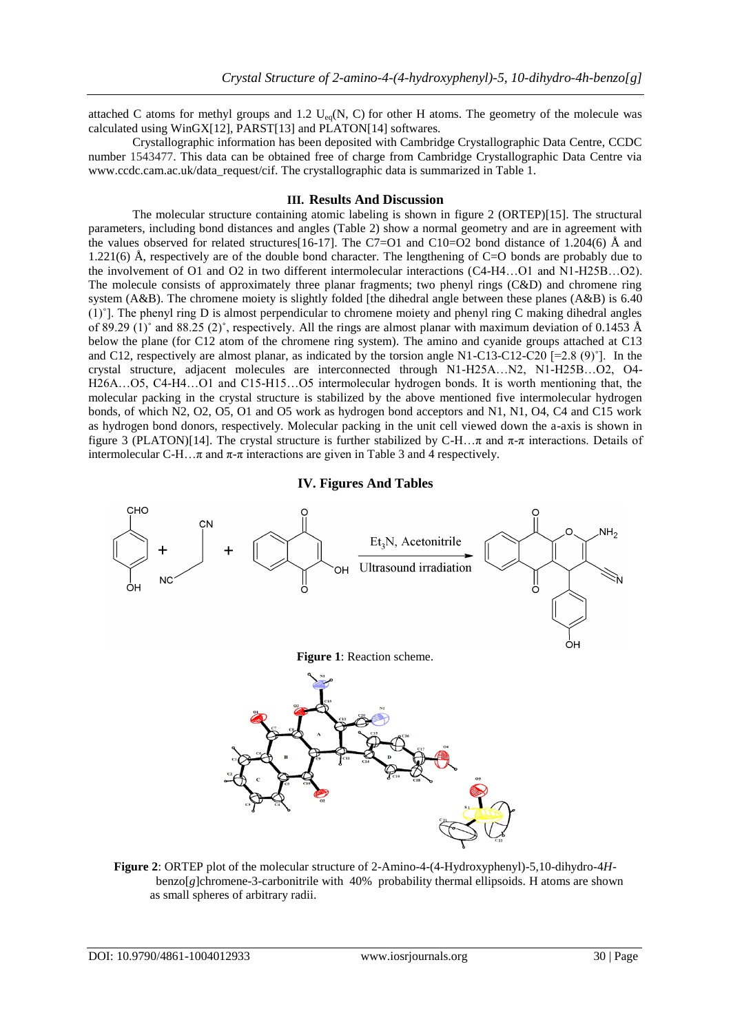attached C atoms for methyl groups and 1.2 $U_{eq}$(N, C) for other H atoms. The geometry of the molecule was calculated using WinGX[12], PARST[13] and PLATON[14] softwares.

Crystallographic information has been deposited with Cambridge Crystallographic Data Centre, CCDC number 1543477. This data can be obtained free of charge from Cambridge Crystallographic Data Centre via www.ccdc.cam.ac.uk/data_request/cif. The crystallographic data is summarized in Table 1.

## III. Results And Discussion

The molecular structure containing atomic labeling is shown in figure 2 (ORTEP)[15]. The structural parameters, including bond distances and angles (Table 2) show a normal geometry and are in agreement with the values observed for related structures[16-17]. The C7=O1 and C10=O2 bond distance of 1.204(6) Å and 1.221(6) Å, respectively are of the double bond character. The lengthening of C=O bonds are probably due to the involvement of O1 and O2 in two different intermolecular interactions (C4-H4…O1 and N1-H25B…O2). The molecule consists of approximately three planar fragments; two phenyl rings (C&D) and chromene ring system (A&B). The chromene moiety is slightly folded [the dihedral angle between these planes (A&B) is 6.40 (1)˚]. The phenyl ring D is almost perpendicular to chromene moiety and phenyl ring C making dihedral angles of 89.29 (1)˚ and 88.25 (2)˚, respectively. All the rings are almost planar with maximum deviation of 0.1453 Å below the plane (for C12 atom of the chromene ring system). The amino and cyanide groups attached at C13 and C12, respectively are almost planar, as indicated by the torsion angle N1-C13-C12-C20 [=2.8 (9)˚]. In the crystal structure, adjacent molecules are interconnected through N1-H25A…N2, N1-H25B…O2, O4-H26A…O5, C4-H4…O1 and C15-H15…O5 intermolecular hydrogen bonds. It is worth mentioning that, the molecular packing in the crystal structure is stabilized by the above mentioned five intermolecular hydrogen bonds, of which N2, O2, O5, O1 and O5 work as hydrogen bond acceptors and N1, N1, O4, C4 and C15 work as hydrogen bond donors, respectively. Molecular packing in the unit cell viewed down the a-axis is shown in figure 3 (PLATON)[14]. The crystal structure is further stabilized by C-H…π and π-π interactions. Details of intermolecular C-H…π and π-π interactions are given in Table 3 and 4 respectively.

## IV. Figures And Tables

**Figure 1**: Reaction scheme.

**Figure 2**: ORTEP plot of the molecular structure of 2-Amino-4-(4-Hydroxyphenyl)-5,10-dihydro-4*H*-benzo[*g*]chromene-3-carbonitrile with 40% probability thermal ellipsoids. H atoms are shown as small spheres of arbitrary radii.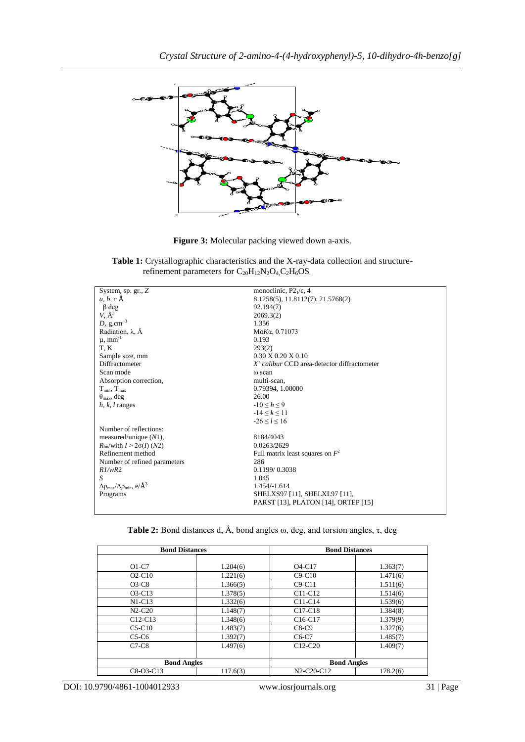**Figure 3:** Molecular packing viewed down a-axis.

**Table 1:** Crystallographic characteristics and the X-ray-data collection and structure-refinement parameters for $C_{20}H_{12}N_2O_4.C_2H_6OS$.

| | |
|---|---|
| System, sp. gr., *Z* | monoclinic, $P2_1/c$, 4 |
| *a*, *b*, *c* Å | 8.1258(5), 11.8112(7), 21.5768(2) |
| β deg | 92.194(7) |
| *V*, $Å^3$ | 2069.3(2) |
| $D_x$ g.cm$^{-3}$ | 1.356 |
| Radiation, λ, Å | Mo*K*α, 0.71073 |
| μ, mm$^{-1}$ | 0.193 |
| T, K | 293(2) |
| Sample size, mm | 0.30 X 0.20 X 0.10 |
| Diffractometer | *X' calibur* CCD area-detector diffractometer |
| Scan mode | ω scan |
| Absorption correction, | multi-scan, |
| $T_{min}$, $T_{max}$ | 0.79394, 1.00000 |
| $\theta_{max}$, deg | 26.00 |
| *h*, *k*, *l* ranges | $-10 \le h \le 9$<br>$-14 \le k \le 11$<br>$-26 \le l \le 16$ |
| Number of reflections: | |
| measured/unique (*N*1), | 8184/4043 |
| $R_{int}$/with $I > 2\sigma(I)$ (*N*2) | 0.0263/2629 |
| Refinement method | Full matrix least squares on $F^2$ |
| Number of refined parameters | 286 |
| *R1*/*wR2* | 0.1199/ 0.3038 |
| *S* | 1.045 |
| $\Delta\rho_{max}/\Delta\rho_{min}$, e/Å$^3$ | 1.454/-1.614 |
| Programs | SHELXS97 [11], SHELXL97 [11],<br>PARST [13], PLATON [14], ORTEP [15] |

**Table 2:** Bond distances d, Å, bond angles ω, deg, and torsion angles, τ, deg

| Bond Distances | | Bond Distances | |
|---|---|---|---|
| O1-C7 | 1.204(6) | O4-C17 | 1.363(7) |
| O2-C10 | 1.221(6) | C9-C10 | 1.471(6) |
| O3-C8 | 1.366(5) | C9-C11 | 1.511(6) |
| O3-C13 | 1.378(5) | C11-C12 | 1.514(6) |
| N1-C13 | 1.332(6) | C11-C14 | 1.539(6) |
| N2-C20 | 1.148(7) | C17-C18 | 1.384(8) |
| C12-C13 | 1.348(6) | C16-C17 | 1.379(9) |
| C5-C10 | 1.483(7) | C8-C9 | 1.327(6) |
| C5-C6 | 1.392(7) | C6-C7 | 1.485(7) |
| C7-C8 | 1.497(6) | C12-C20 | 1.409(7) |
| **Bond Angles** | | **Bond Angles** | |
| C8-O3-C13 | 117.6(3) | N2-C20-C12 | 178.2(6) |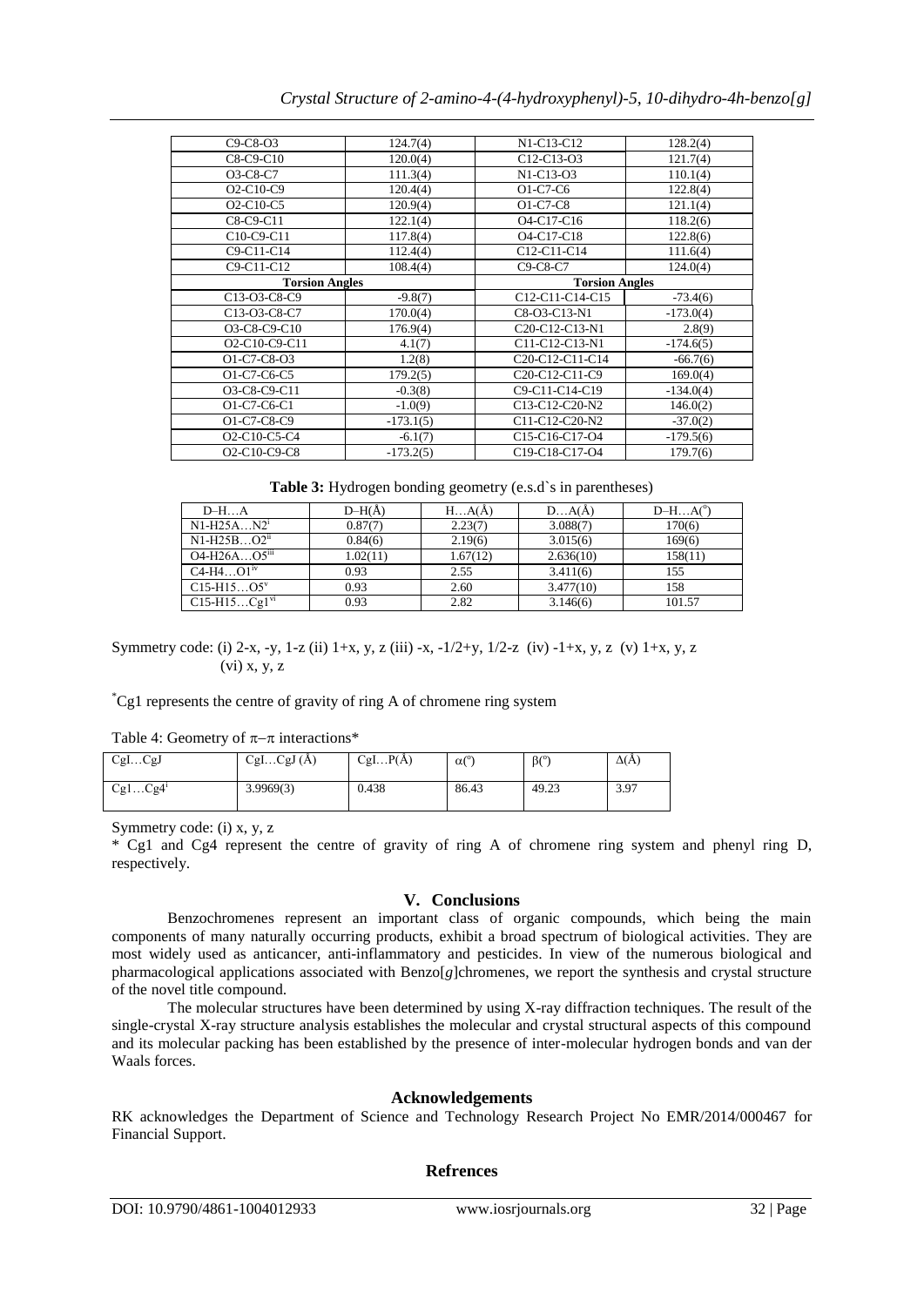| C9-C8-O3 | 124.7(4) | N1-C13-C12 | 128.2(4) |
|---|---|---|---|
| C8-C9-C10 | 120.0(4) | C12-C13-O3 | 121.7(4) |
| O3-C8-C7 | 111.3(4) | N1-C13-O3 | 110.1(4) |
| O2-C10-C9 | 120.4(4) | O1-C7-C6 | 122.8(4) |
| O2-C10-C5 | 120.9(4) | O1-C7-C8 | 121.1(4) |
| C8-C9-C11 | 122.1(4) | O4-C17-C16 | 118.2(6) |
| C10-C9-C11 | 117.8(4) | O4-C17-C18 | 122.8(6) |
| C9-C11-C14 | 112.4(4) | C12-C11-C14 | 111.6(4) |
| C9-C11-C12 | 108.4(4) | C9-C8-C7 | 124.0(4) |
| **Torsion Angles** | | **Torsion Angles** | |
| C13-O3-C8-C9 | -9.8(7) | C12-C11-C14-C15 | -73.4(6) |
| C13-O3-C8-C7 | 170.0(4) | C8-O3-C13-N1 | -173.0(4) |
| O3-C8-C9-C10 | 176.9(4) | C20-C12-C13-N1 | 2.8(9) |
| O2-C10-C9-C11 | 4.1(7) | C11-C12-C13-N1 | -174.6(5) |
| O1-C7-C8-O3 | 1.2(8) | C20-C12-C11-C14 | -66.7(6) |
| O1-C7-C6-C5 | 179.2(5) | C20-C12-C11-C9 | 169.0(4) |
| O3-C8-C9-C11 | -0.3(8) | C9-C11-C14-C19 | -134.0(4) |
| O1-C7-C6-C1 | -1.0(9) | C13-C12-C20-N2 | 146.0(2) |
| O1-C7-C8-C9 | -173.1(5) | C11-C12-C20-N2 | -37.0(2) |
| O2-C10-C5-C4 | -6.1(7) | C15-C16-C17-O4 | -179.5(6) |
| O2-C10-C9-C8 | -173.2(5) | C19-C18-C17-O4 | 179.7(6) |

**Table 3:** Hydrogen bonding geometry (e.s.d`s in parentheses)

| D–H…A | D–H(Å) | H…A(Å) | D…A(Å) | D–H…A(°) |
|---|---|---|---|---|
| N1-H25A…N2[i] | 0.87(7) | 2.23(7) | 3.088(7) | 170(6) |
| N1-H25B…O2[ii] | 0.84(6) | 2.19(6) | 3.015(6) | 169(6) |
| O4-H26A…O5[iii] | 1.02(11) | 1.67(12) | 2.636(10) | 158(11) |
| C4-H4…O1[iv] | 0.93 | 2.55 | 3.411(6) | 155 |
| C15-H15…O5[v] | 0.93 | 2.60 | 3.477(10) | 158 |
| C15-H15…Cg1[vi] | 0.93 | 2.82 | 3.146(6) | 101.57 |

Symmetry code: (i) 2-x, -y, 1-z (ii) 1+x, y, z (iii) -x, -1/2+y, 1/2-z (iv) -1+x, y, z (v) 1+x, y, z (vi) x, y, z

*Cg1 represents the centre of gravity of ring A of chromene ring system

Table 4: Geometry of $\pi-\pi$ interactions*

| CgI…CgJ | CgI…CgJ (Å) | CgI…P(Å) | α(°) | β(°) | Δ(Å) |
|---|---|---|---|---|---|
| Cg1…Cg4[i] | 3.9969(3) | 0.438 | 86.43 | 49.23 | 3.97 |

Symmetry code: (i) x, y, z

\* Cg1 and Cg4 represent the centre of gravity of ring A of chromene ring system and phenyl ring D, respectively.

## V. Conclusions

Benzochromenes represent an important class of organic compounds, which being the main components of many naturally occurring products, exhibit a broad spectrum of biological activities. They are most widely used as anticancer, anti-inflammatory and pesticides. In view of the numerous biological and pharmacological applications associated with Benzo[*g*]chromenes, we report the synthesis and crystal structure of the novel title compound.

The molecular structures have been determined by using X-ray diffraction techniques. The result of the single-crystal X-ray structure analysis establishes the molecular and crystal structural aspects of this compound and its molecular packing has been established by the presence of inter-molecular hydrogen bonds and van der Waals forces.

## Acknowledgements

RK acknowledges the Department of Science and Technology Research Project No EMR/2014/000467 for Financial Support.

## Refrences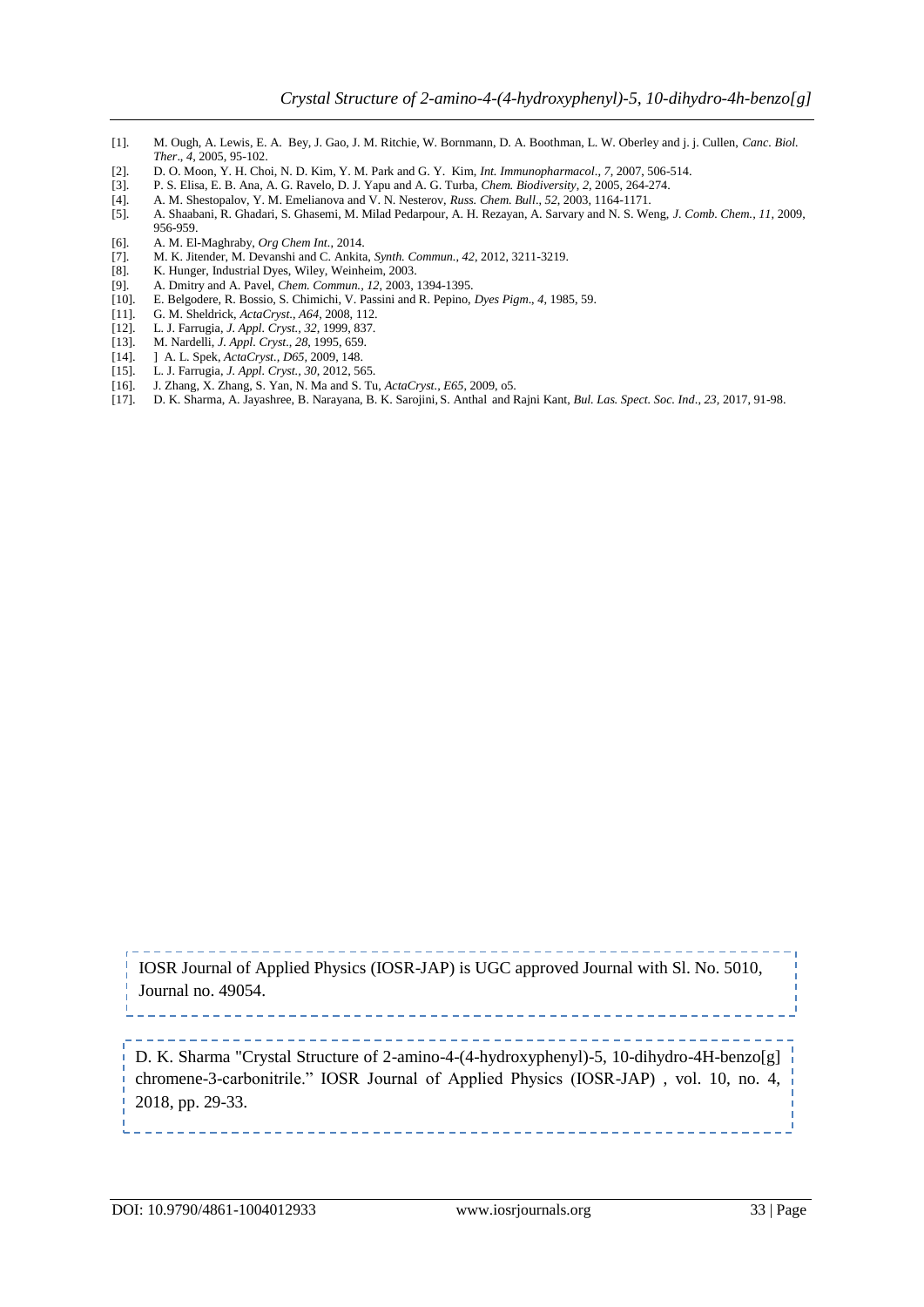[1]. M. Ough, A. Lewis, E. A. Bey, J. Gao, J. M. Ritchie, W. Bornmann, D. A. Boothman, L. W. Oberley and j. j. Cullen, *Canc. Biol. Ther*., *4*, 2005, 95-102.

[2]. D. O. Moon, Y. H. Choi, N. D. Kim, Y. M. Park and G. Y. Kim, *Int. Immunopharmacol*., *7*, 2007, 506-514.

[3]. P. S. Elisa, E. B. Ana, A. G. Ravelo, D. J. Yapu and A. G. Turba, *Chem. Biodiversity*, *2*, 2005, 264-274.

[4]. A. M. Shestopalov, Y. M. Emelianova and V. N. Nesterov, *Russ. Chem. Bull*., *52*, 2003, 1164-1171.

[5]. A. Shaabani, R. Ghadari, S. Ghasemi, M. Milad Pedarpour, A. H. Rezayan, A. Sarvary and N. S. Weng, *J. Comb. Chem.*, *11*, 2009, 956-959.

[6]. A. M. El-Maghraby, *Org Chem Int.*, 2014.

[7]. M. K. Jitender, M. Devanshi and C. Ankita, *Synth. Commun.*, *42*, 2012, 3211-3219.

[8]. K. Hunger, Industrial Dyes, Wiley, Weinheim, 2003.

[9]. A. Dmitry and A. Pavel, *Chem. Commun.*, *12*, 2003, 1394-1395.

[10]. E. Belgodere, R. Bossio, S. Chimichi, V. Passini and R. Pepino, *Dyes Pigm*., *4*, 1985, 59.

[11]. G. M. Sheldrick, *ActaCryst.*, *A64*, 2008, 112.

[12]. L. J. Farrugia, *J. Appl. Cryst.*, *32*, 1999, 837.

[13]. M. Nardelli, *J. Appl. Cryst.*, *28*, 1995, 659.

[14]. ] A. L. Spek, *ActaCryst.*, *D65*, 2009, 148.

[15]. L. J. Farrugia, *J. Appl. Cryst.*, *30*, 2012, 565.

[16]. J. Zhang, X. Zhang, S. Yan, N. Ma and S. Tu, *ActaCryst.*, *E65*, 2009, o5.

[17]. D. K. Sharma, A. Jayashree, B. Narayana, B. K. Sarojini, S. Anthal and Rajni Kant, *Bul. Las. Spect. Soc. Ind*., *23*, 2017, 91-98.

IOSR Journal of Applied Physics (IOSR-JAP) is UGC approved Journal with Sl. No. 5010, Journal no. 49054.

D. K. Sharma "Crystal Structure of 2-amino-4-(4-hydroxyphenyl)-5, 10-dihydro-4H-benzo[g] chromene-3-carbonitrile." IOSR Journal of Applied Physics (IOSR-JAP) , vol. 10, no. 4, 2018, pp. 29-33.